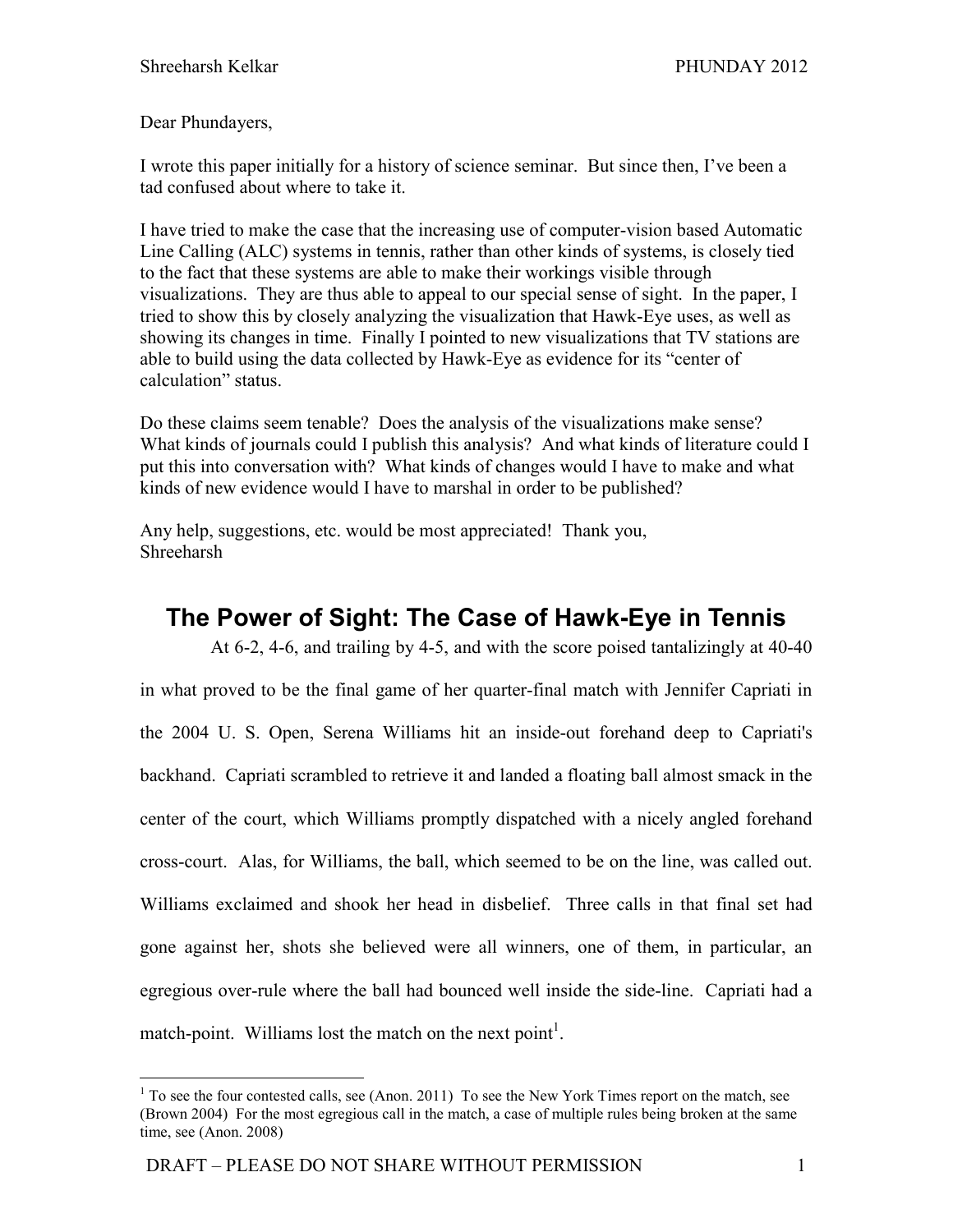Dear Phundayers,

I wrote this paper initially for a history of science seminar. But since then, I've been a tad confused about where to take it.

I have tried to make the case that the increasing use of computer-vision based Automatic Line Calling (ALC) systems in tennis, rather than other kinds of systems, is closely tied to the fact that these systems are able to make their workings visible through visualizations. They are thus able to appeal to our special sense of sight. In the paper, I tried to show this by closely analyzing the visualization that Hawk-Eye uses, as well as showing its changes in time. Finally I pointed to new visualizations that TV stations are able to build using the data collected by Hawk-Eye as evidence for its "center of calculation" status.

Do these claims seem tenable? Does the analysis of the visualizations make sense? What kinds of journals could I publish this analysis? And what kinds of literature could I put this into conversation with? What kinds of changes would I have to make and what kinds of new evidence would I have to marshal in order to be published?

Any help, suggestions, etc. would be most appreciated! Thank you,
Shreeharsh

# The Power of Sight: The Case of Hawk-Eye in Tennis

At 6-2, 4-6, and trailing by 4-5, and with the score poised tantalizingly at 40-40 in what proved to be the final game of her quarter-final match with Jennifer Capriati in the 2004 U. S. Open, Serena Williams hit an inside-out forehand deep to Capriati's backhand. Capriati scrambled to retrieve it and landed a floating ball almost smack in the center of the court, which Williams promptly dispatched with a nicely angled forehand cross-court. Alas, for Williams, the ball, which seemed to be on the line, was called out. Williams exclaimed and shook her head in disbelief. Three calls in that final set had gone against her, shots she believed were all winners, one of them, in particular, an egregious over-rule where the ball had bounced well inside the side-line. Capriati had a match-point. Williams lost the match on the next point[1].

[1] To see the four contested calls, see (Anon. 2011) To see the New York Times report on the match, see (Brown 2004) For the most egregious call in the match, a case of multiple rules being broken at the same time, see (Anon. 2008)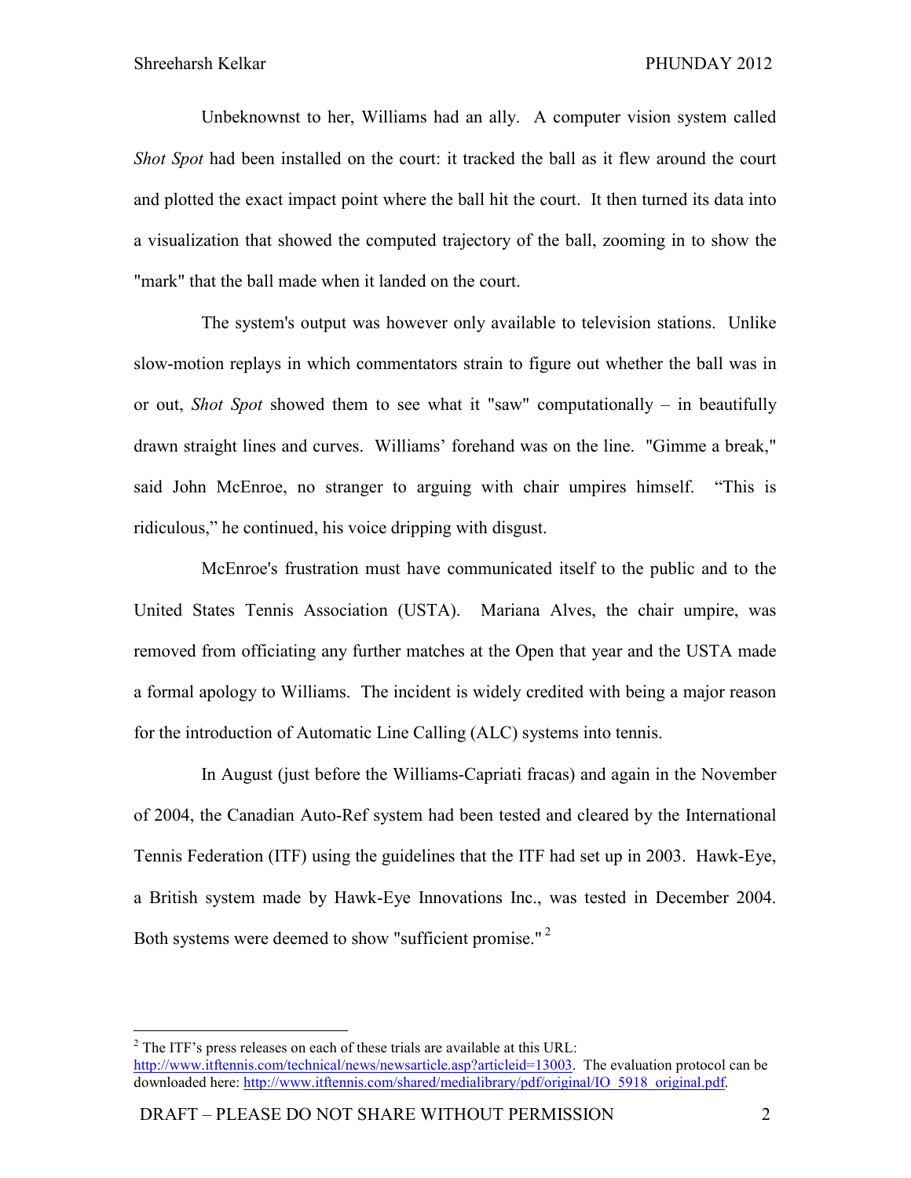Unbeknownst to her, Williams had an ally. A computer vision system called *Shot Spot* had been installed on the court: it tracked the ball as it flew around the court and plotted the exact impact point where the ball hit the court. It then turned its data into a visualization that showed the computed trajectory of the ball, zooming in to show the "mark" that the ball made when it landed on the court.

The system's output was however only available to television stations. Unlike slow-motion replays in which commentators strain to figure out whether the ball was in or out, *Shot Spot* showed them to see what it "saw" computationally – in beautifully drawn straight lines and curves. Williams' forehand was on the line. "Gimme a break," said John McEnroe, no stranger to arguing with chair umpires himself. "This is ridiculous," he continued, his voice dripping with disgust.

McEnroe's frustration must have communicated itself to the public and to the United States Tennis Association (USTA). Mariana Alves, the chair umpire, was removed from officiating any further matches at the Open that year and the USTA made a formal apology to Williams. The incident is widely credited with being a major reason for the introduction of Automatic Line Calling (ALC) systems into tennis.

In August (just before the Williams-Capriati fracas) and again in the November of 2004, the Canadian Auto-Ref system had been tested and cleared by the International Tennis Federation (ITF) using the guidelines that the ITF had set up in 2003. Hawk-Eye, a British system made by Hawk-Eye Innovations Inc., was tested in December 2004. Both systems were deemed to show "sufficient promise." [2]

---

[2] The ITF's press releases on each of these trials are available at this URL: http://www.itftennis.com/technical/news/newsarticle.asp?articleid=13003. The evaluation protocol can be downloaded here: http://www.itftennis.com/shared/medialibrary/pdf/original/IO_5918_original.pdf.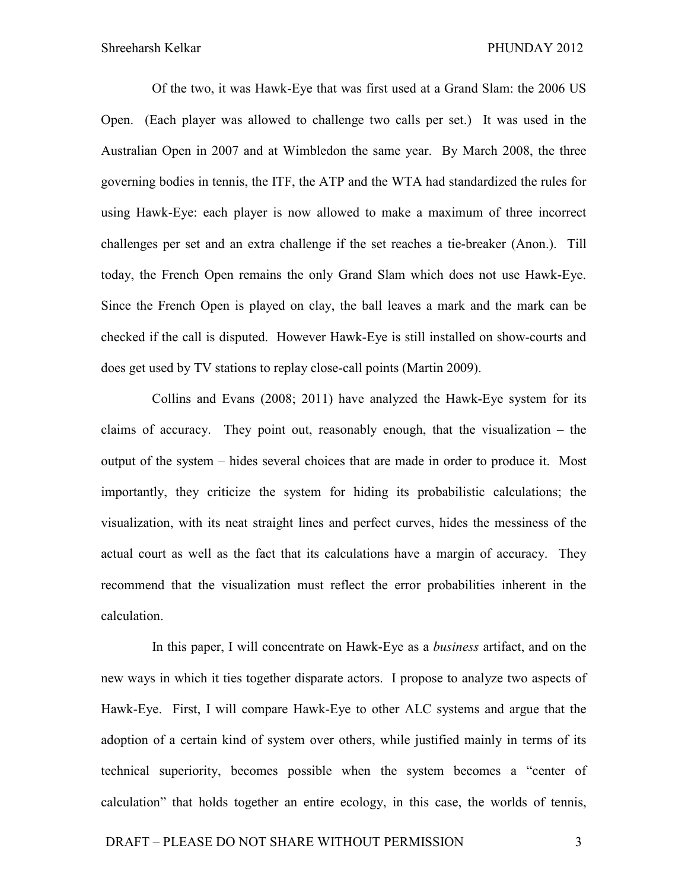Of the two, it was Hawk-Eye that was first used at a Grand Slam: the 2006 US Open. (Each player was allowed to challenge two calls per set.) It was used in the Australian Open in 2007 and at Wimbledon the same year. By March 2008, the three governing bodies in tennis, the ITF, the ATP and the WTA had standardized the rules for using Hawk-Eye: each player is now allowed to make a maximum of three incorrect challenges per set and an extra challenge if the set reaches a tie-breaker (Anon.). Till today, the French Open remains the only Grand Slam which does not use Hawk-Eye. Since the French Open is played on clay, the ball leaves a mark and the mark can be checked if the call is disputed. However Hawk-Eye is still installed on show-courts and does get used by TV stations to replay close-call points (Martin 2009).

Collins and Evans (2008; 2011) have analyzed the Hawk-Eye system for its claims of accuracy. They point out, reasonably enough, that the visualization – the output of the system – hides several choices that are made in order to produce it. Most importantly, they criticize the system for hiding its probabilistic calculations; the visualization, with its neat straight lines and perfect curves, hides the messiness of the actual court as well as the fact that its calculations have a margin of accuracy. They recommend that the visualization must reflect the error probabilities inherent in the calculation.

In this paper, I will concentrate on Hawk-Eye as a *business* artifact, and on the new ways in which it ties together disparate actors. I propose to analyze two aspects of Hawk-Eye. First, I will compare Hawk-Eye to other ALC systems and argue that the adoption of a certain kind of system over others, while justified mainly in terms of its technical superiority, becomes possible when the system becomes a "center of calculation" that holds together an entire ecology, in this case, the worlds of tennis,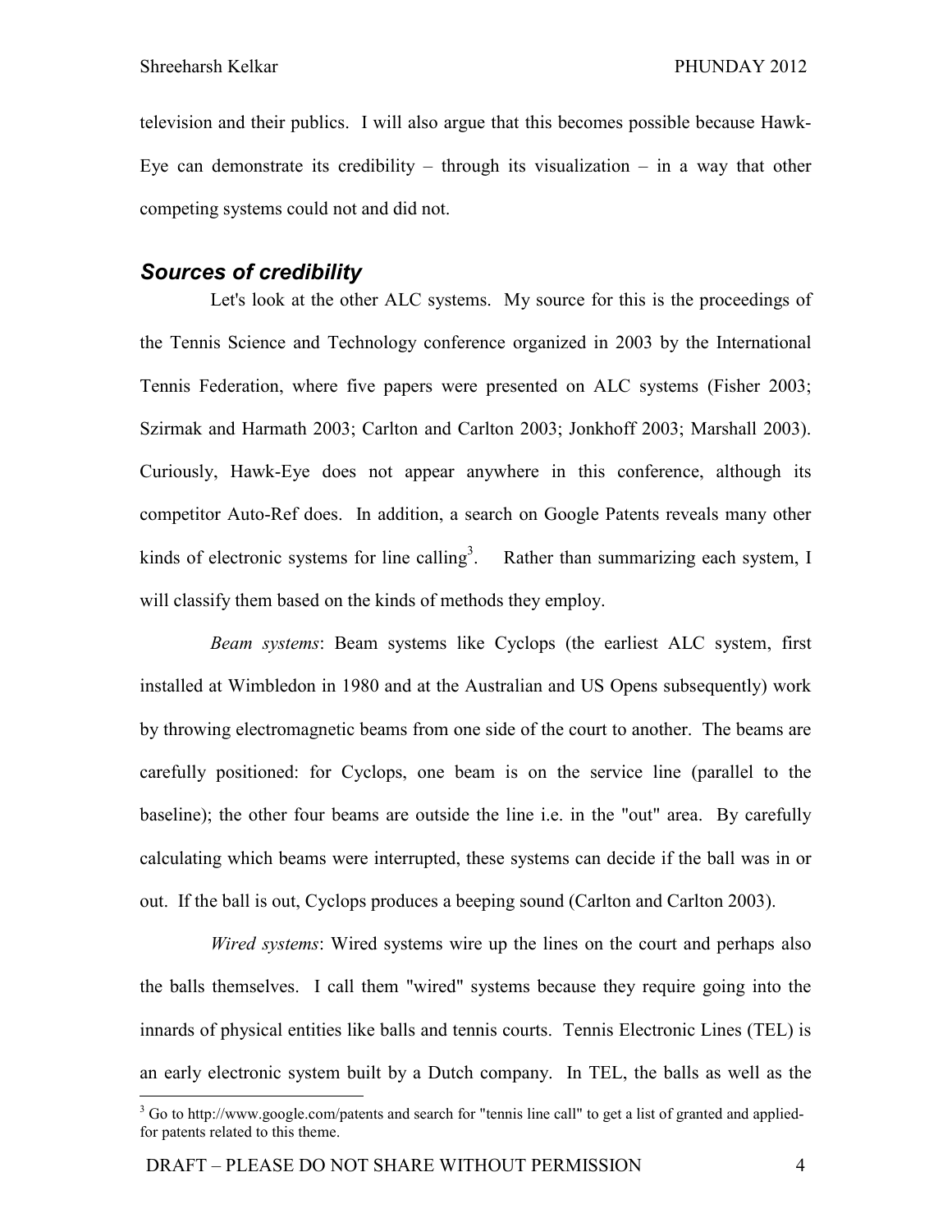television and their publics. I will also argue that this becomes possible because Hawk-Eye can demonstrate its credibility – through its visualization – in a way that other competing systems could not and did not.

## *Sources of credibility*

Let's look at the other ALC systems. My source for this is the proceedings of the Tennis Science and Technology conference organized in 2003 by the International Tennis Federation, where five papers were presented on ALC systems (Fisher 2003; Szirmak and Harmath 2003; Carlton and Carlton 2003; Jonkhoff 2003; Marshall 2003). Curiously, Hawk-Eye does not appear anywhere in this conference, although its competitor Auto-Ref does. In addition, a search on Google Patents reveals many other kinds of electronic systems for line calling[3]. Rather than summarizing each system, I will classify them based on the kinds of methods they employ.

*Beam systems*: Beam systems like Cyclops (the earliest ALC system, first installed at Wimbledon in 1980 and at the Australian and US Opens subsequently) work by throwing electromagnetic beams from one side of the court to another. The beams are carefully positioned: for Cyclops, one beam is on the service line (parallel to the baseline); the other four beams are outside the line i.e. in the "out" area. By carefully calculating which beams were interrupted, these systems can decide if the ball was in or out. If the ball is out, Cyclops produces a beeping sound (Carlton and Carlton 2003).

*Wired systems*: Wired systems wire up the lines on the court and perhaps also the balls themselves. I call them "wired" systems because they require going into the innards of physical entities like balls and tennis courts. Tennis Electronic Lines (TEL) is an early electronic system built by a Dutch company. In TEL, the balls as well as the

[3] Go to http://www.google.com/patents and search for "tennis line call" to get a list of granted and applied-for patents related to this theme.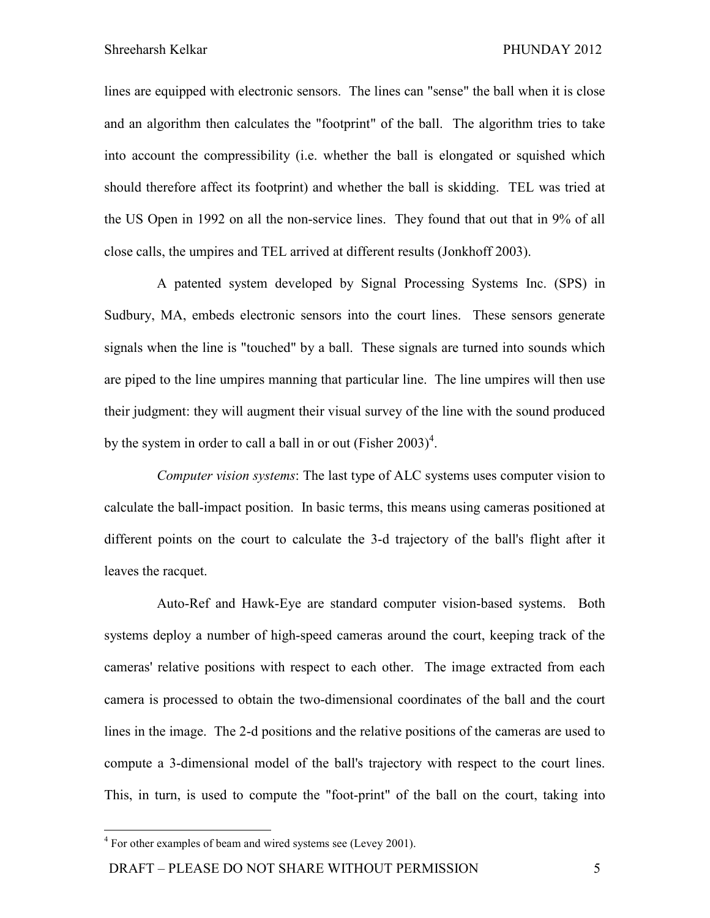lines are equipped with electronic sensors. The lines can "sense" the ball when it is close and an algorithm then calculates the "footprint" of the ball. The algorithm tries to take into account the compressibility (i.e. whether the ball is elongated or squished which should therefore affect its footprint) and whether the ball is skidding. TEL was tried at the US Open in 1992 on all the non-service lines. They found that out that in 9% of all close calls, the umpires and TEL arrived at different results (Jonkhoff 2003).

A patented system developed by Signal Processing Systems Inc. (SPS) in Sudbury, MA, embeds electronic sensors into the court lines. These sensors generate signals when the line is "touched" by a ball. These signals are turned into sounds which are piped to the line umpires manning that particular line. The line umpires will then use their judgment: they will augment their visual survey of the line with the sound produced by the system in order to call a ball in or out (Fisher 2003)[4].

*Computer vision systems*: The last type of ALC systems uses computer vision to calculate the ball-impact position. In basic terms, this means using cameras positioned at different points on the court to calculate the 3-d trajectory of the ball's flight after it leaves the racquet.

Auto-Ref and Hawk-Eye are standard computer vision-based systems. Both systems deploy a number of high-speed cameras around the court, keeping track of the cameras' relative positions with respect to each other. The image extracted from each camera is processed to obtain the two-dimensional coordinates of the ball and the court lines in the image. The 2-d positions and the relative positions of the cameras are used to compute a 3-dimensional model of the ball's trajectory with respect to the court lines. This, in turn, is used to compute the "foot-print" of the ball on the court, taking into

[4] For other examples of beam and wired systems see (Levey 2001).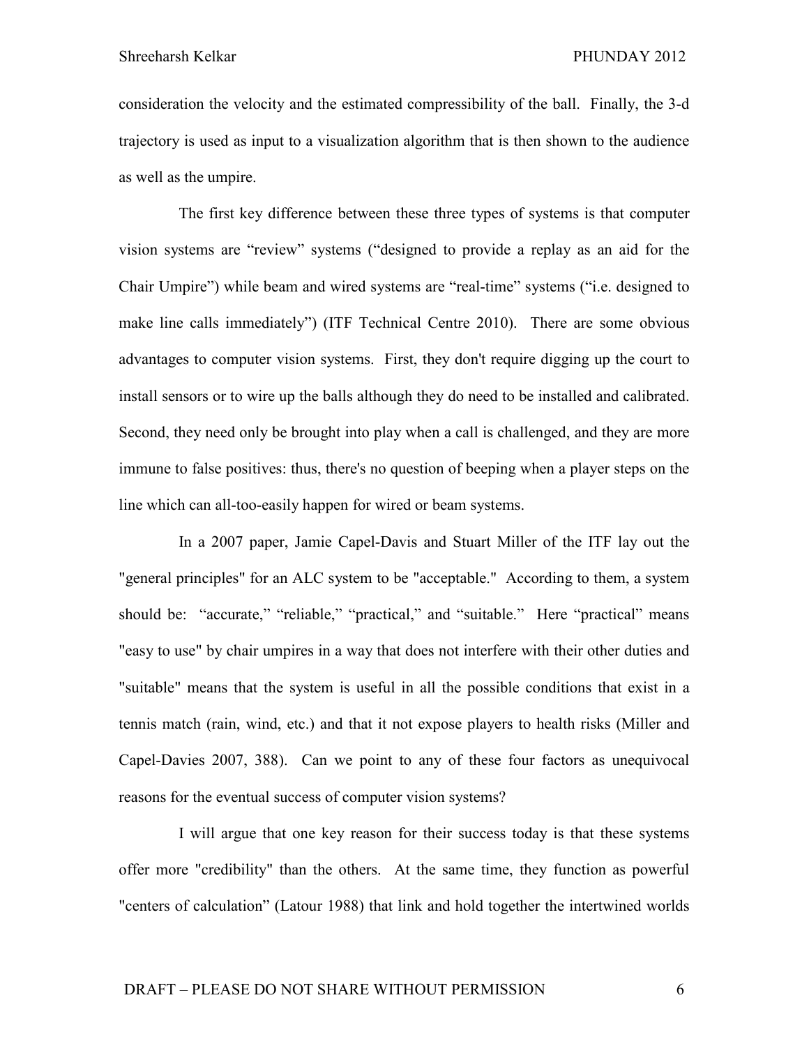consideration the velocity and the estimated compressibility of the ball. Finally, the 3-d trajectory is used as input to a visualization algorithm that is then shown to the audience as well as the umpire.

The first key difference between these three types of systems is that computer vision systems are "review" systems ("designed to provide a replay as an aid for the Chair Umpire") while beam and wired systems are "real-time" systems ("i.e. designed to make line calls immediately") (ITF Technical Centre 2010). There are some obvious advantages to computer vision systems. First, they don't require digging up the court to install sensors or to wire up the balls although they do need to be installed and calibrated. Second, they need only be brought into play when a call is challenged, and they are more immune to false positives: thus, there's no question of beeping when a player steps on the line which can all-too-easily happen for wired or beam systems.

In a 2007 paper, Jamie Capel-Davis and Stuart Miller of the ITF lay out the "general principles" for an ALC system to be "acceptable." According to them, a system should be: "accurate," "reliable," "practical," and "suitable." Here "practical" means "easy to use" by chair umpires in a way that does not interfere with their other duties and "suitable" means that the system is useful in all the possible conditions that exist in a tennis match (rain, wind, etc.) and that it not expose players to health risks (Miller and Capel-Davies 2007, 388). Can we point to any of these four factors as unequivocal reasons for the eventual success of computer vision systems?

I will argue that one key reason for their success today is that these systems offer more "credibility" than the others. At the same time, they function as powerful "centers of calculation" (Latour 1988) that link and hold together the intertwined worlds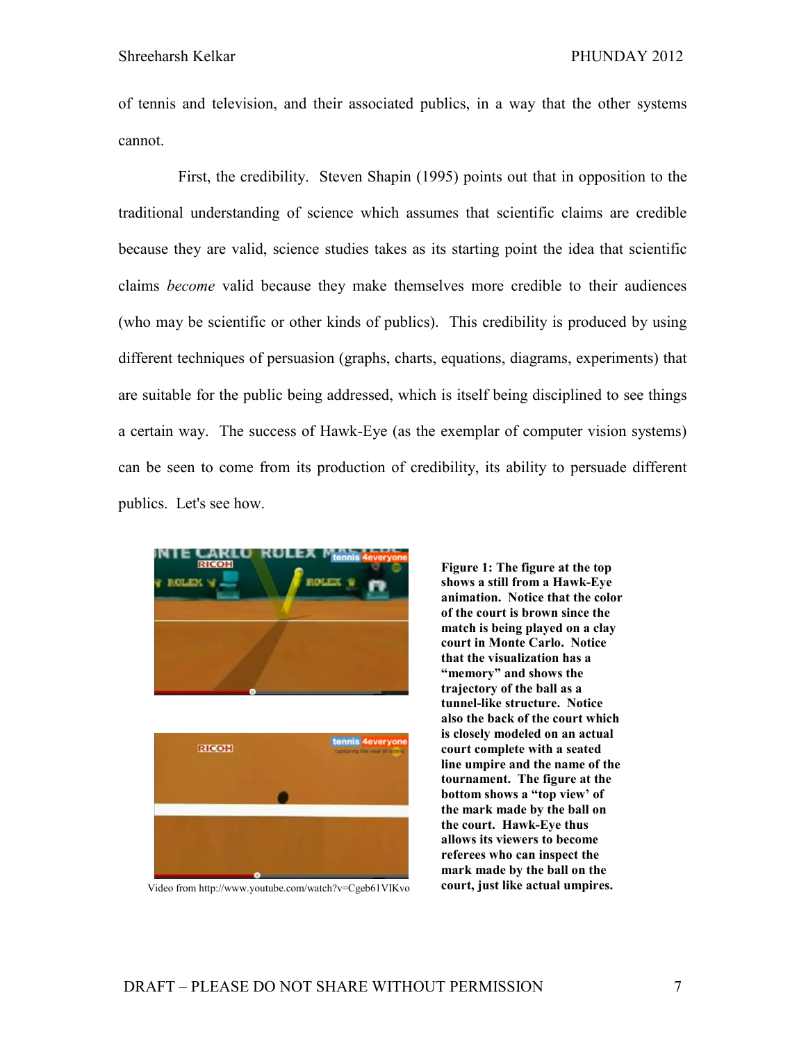of tennis and television, and their associated publics, in a way that the other systems cannot.

First, the credibility. Steven Shapin (1995) points out that in opposition to the traditional understanding of science which assumes that scientific claims are credible because they are valid, science studies takes as its starting point the idea that scientific claims *become* valid because they make themselves more credible to their audiences (who may be scientific or other kinds of publics). This credibility is produced by using different techniques of persuasion (graphs, charts, equations, diagrams, experiments) that are suitable for the public being addressed, which is itself being disciplined to see things a certain way. The success of Hawk-Eye (as the exemplar of computer vision systems) can be seen to come from its production of credibility, its ability to persuade different publics. Let's see how.

Video from http://www.youtube.com/watch?v=Cgeb61VIKvo

**Figure 1: The figure at the top shows a still from a Hawk-Eye animation. Notice that the color of the court is brown since the match is being played on a clay court in Monte Carlo. Notice that the visualization has a "memory" and shows the trajectory of the ball as a tunnel-like structure. Notice also the back of the court which is closely modeled on an actual court complete with a seated line umpire and the name of the tournament. The figure at the bottom shows a "top view' of the mark made by the ball on the court. Hawk-Eye thus allows its viewers to become referees who can inspect the mark made by the ball on the court, just like actual umpires.**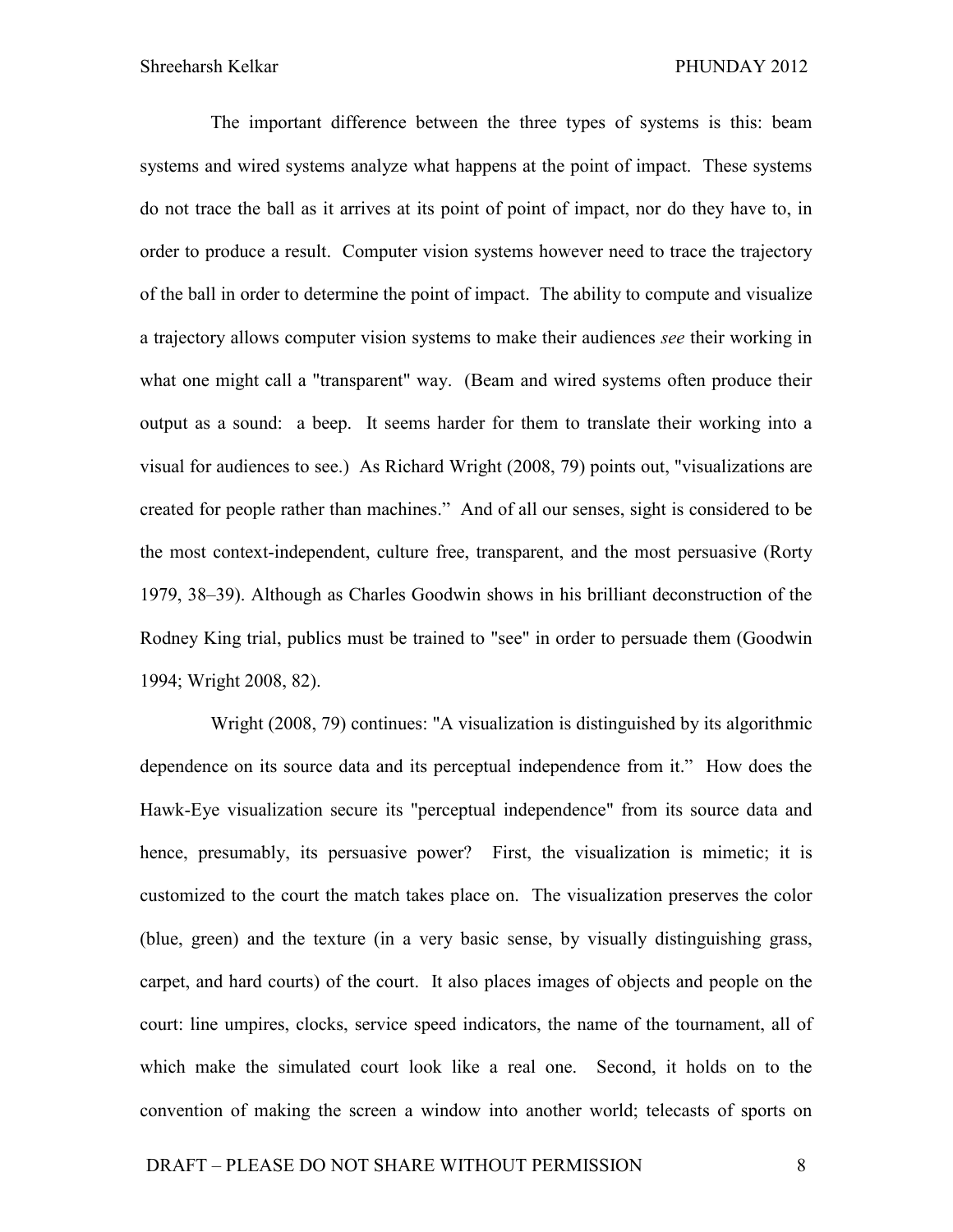The important difference between the three types of systems is this: beam systems and wired systems analyze what happens at the point of impact. These systems do not trace the ball as it arrives at its point of point of impact, nor do they have to, in order to produce a result. Computer vision systems however need to trace the trajectory of the ball in order to determine the point of impact. The ability to compute and visualize a trajectory allows computer vision systems to make their audiences *see* their working in what one might call a "transparent" way. (Beam and wired systems often produce their output as a sound: a beep. It seems harder for them to translate their working into a visual for audiences to see.) As Richard Wright (2008, 79) points out, "visualizations are created for people rather than machines." And of all our senses, sight is considered to be the most context-independent, culture free, transparent, and the most persuasive (Rorty 1979, 38–39). Although as Charles Goodwin shows in his brilliant deconstruction of the Rodney King trial, publics must be trained to "see" in order to persuade them (Goodwin 1994; Wright 2008, 82).

Wright (2008, 79) continues: "A visualization is distinguished by its algorithmic dependence on its source data and its perceptual independence from it." How does the Hawk-Eye visualization secure its "perceptual independence" from its source data and hence, presumably, its persuasive power? First, the visualization is mimetic; it is customized to the court the match takes place on. The visualization preserves the color (blue, green) and the texture (in a very basic sense, by visually distinguishing grass, carpet, and hard courts) of the court. It also places images of objects and people on the court: line umpires, clocks, service speed indicators, the name of the tournament, all of which make the simulated court look like a real one. Second, it holds on to the convention of making the screen a window into another world; telecasts of sports on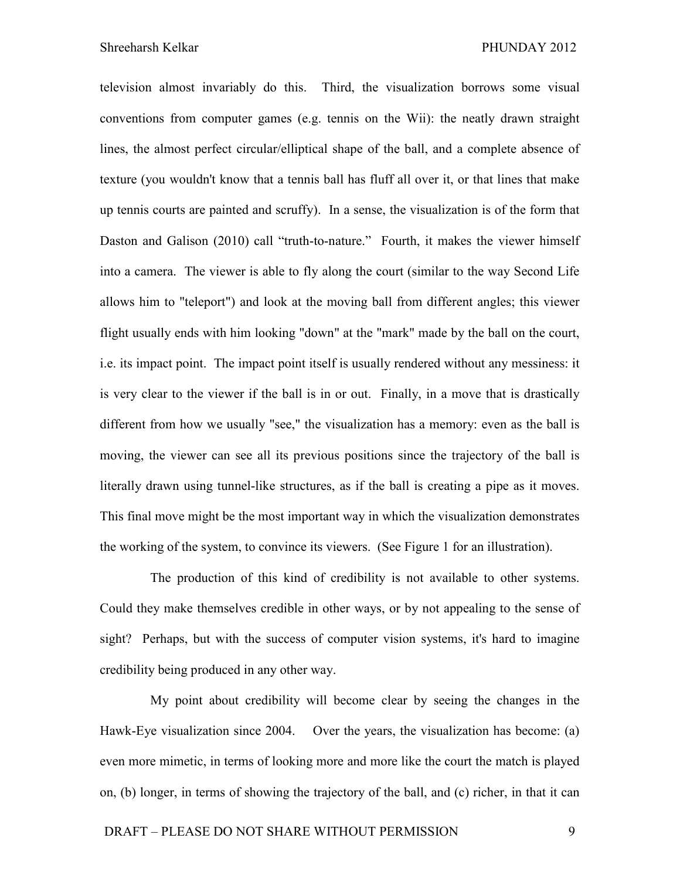television almost invariably do this. Third, the visualization borrows some visual conventions from computer games (e.g. tennis on the Wii): the neatly drawn straight lines, the almost perfect circular/elliptical shape of the ball, and a complete absence of texture (you wouldn't know that a tennis ball has fluff all over it, or that lines that make up tennis courts are painted and scruffy). In a sense, the visualization is of the form that Daston and Galison (2010) call "truth-to-nature." Fourth, it makes the viewer himself into a camera. The viewer is able to fly along the court (similar to the way Second Life allows him to "teleport") and look at the moving ball from different angles; this viewer flight usually ends with him looking "down" at the "mark" made by the ball on the court, i.e. its impact point. The impact point itself is usually rendered without any messiness: it is very clear to the viewer if the ball is in or out. Finally, in a move that is drastically different from how we usually "see," the visualization has a memory: even as the ball is moving, the viewer can see all its previous positions since the trajectory of the ball is literally drawn using tunnel-like structures, as if the ball is creating a pipe as it moves. This final move might be the most important way in which the visualization demonstrates the working of the system, to convince its viewers. (See Figure 1 for an illustration).

The production of this kind of credibility is not available to other systems. Could they make themselves credible in other ways, or by not appealing to the sense of sight? Perhaps, but with the success of computer vision systems, it's hard to imagine credibility being produced in any other way.

My point about credibility will become clear by seeing the changes in the Hawk-Eye visualization since 2004. Over the years, the visualization has become: (a) even more mimetic, in terms of looking more and more like the court the match is played on, (b) longer, in terms of showing the trajectory of the ball, and (c) richer, in that it can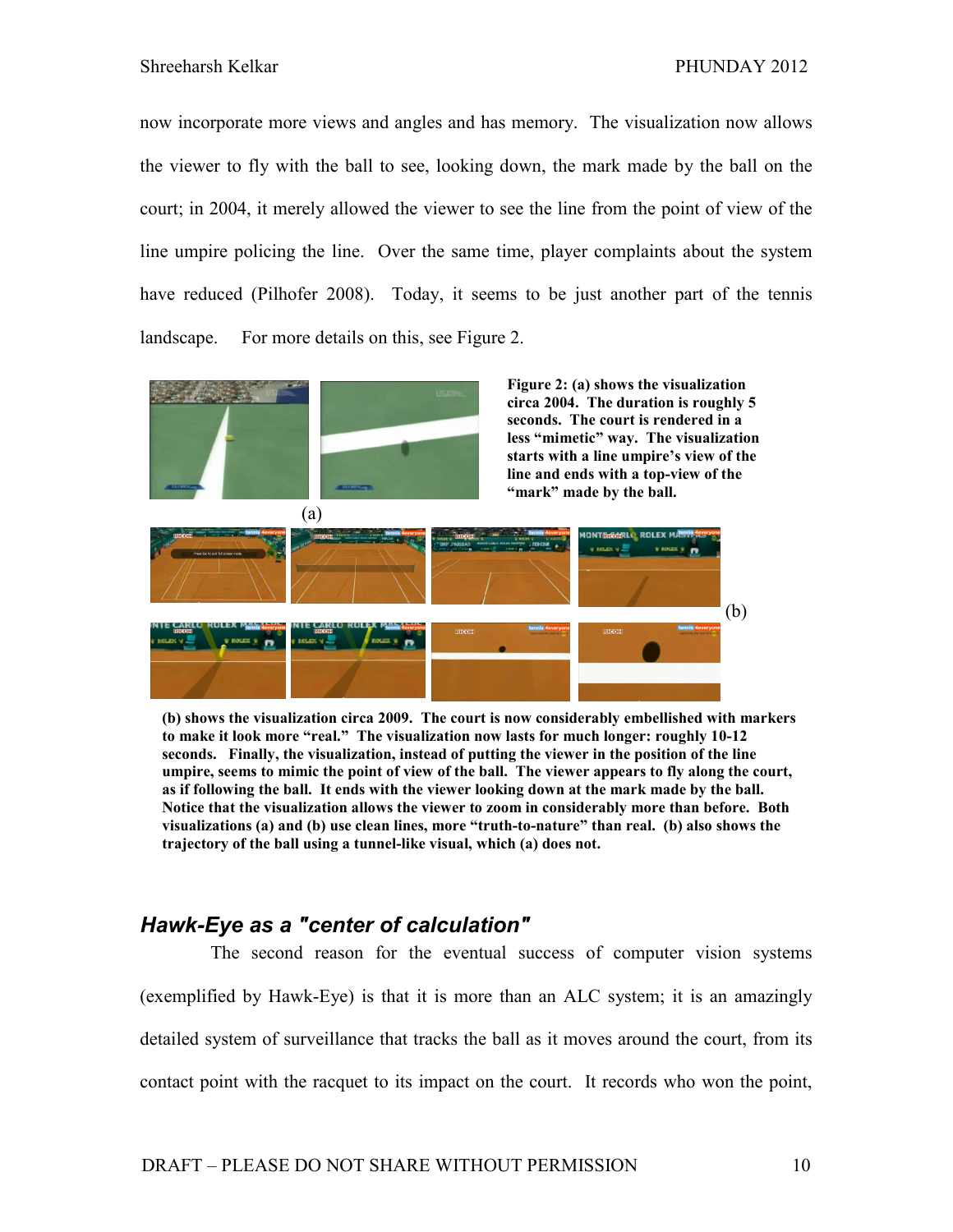now incorporate more views and angles and has memory. The visualization now allows the viewer to fly with the ball to see, looking down, the mark made by the ball on the court; in 2004, it merely allowed the viewer to see the line from the point of view of the line umpire policing the line. Over the same time, player complaints about the system have reduced (Pilhofer 2008). Today, it seems to be just another part of the tennis landscape. For more details on this, see Figure 2.

**Figure 2: (a) shows the visualization circa 2004. The duration is roughly 5 seconds. The court is rendered in a less "mimetic" way. The visualization starts with a line umpire's view of the line and ends with a top-view of the "mark" made by the ball.**

(a)

(b)

**(b) shows the visualization circa 2009. The court is now considerably embellished with markers to make it look more "real." The visualization now lasts for much longer: roughly 10-12 seconds. Finally, the visualization, instead of putting the viewer in the position of the line umpire, seems to mimic the point of view of the ball. The viewer appears to fly along the court, as if following the ball. It ends with the viewer looking down at the mark made by the ball. Notice that the visualization allows the viewer to zoom in considerably more than before. Both visualizations (a) and (b) use clean lines, more "truth-to-nature" than real. (b) also shows the trajectory of the ball using a tunnel-like visual, which (a) does not.**

## *Hawk-Eye as a "center of calculation"*

The second reason for the eventual success of computer vision systems (exemplified by Hawk-Eye) is that it is more than an ALC system; it is an amazingly detailed system of surveillance that tracks the ball as it moves around the court, from its contact point with the racquet to its impact on the court. It records who won the point,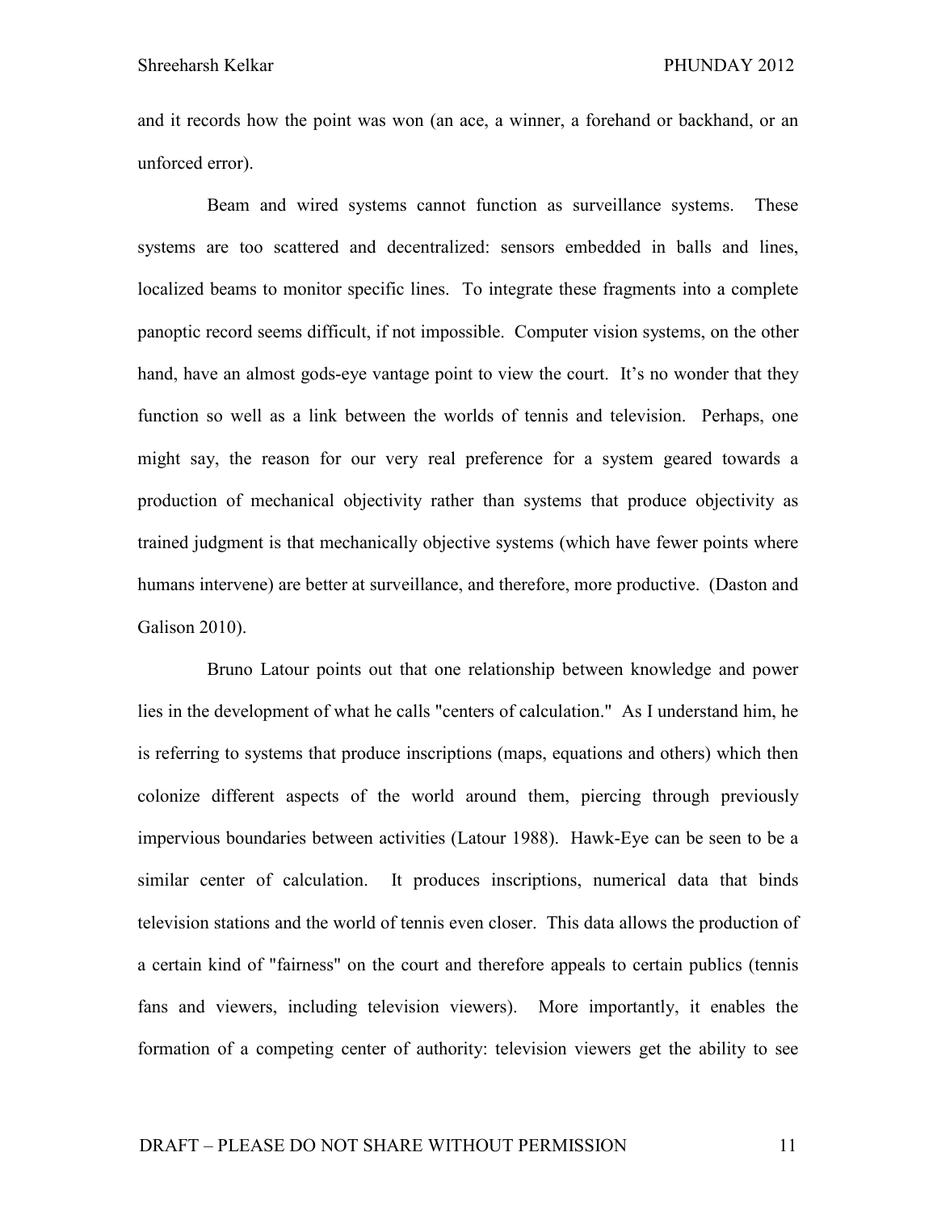and it records how the point was won (an ace, a winner, a forehand or backhand, or an unforced error).

Beam and wired systems cannot function as surveillance systems. These systems are too scattered and decentralized: sensors embedded in balls and lines, localized beams to monitor specific lines. To integrate these fragments into a complete panoptic record seems difficult, if not impossible. Computer vision systems, on the other hand, have an almost gods-eye vantage point to view the court. It's no wonder that they function so well as a link between the worlds of tennis and television. Perhaps, one might say, the reason for our very real preference for a system geared towards a production of mechanical objectivity rather than systems that produce objectivity as trained judgment is that mechanically objective systems (which have fewer points where humans intervene) are better at surveillance, and therefore, more productive. (Daston and Galison 2010).

Bruno Latour points out that one relationship between knowledge and power lies in the development of what he calls "centers of calculation." As I understand him, he is referring to systems that produce inscriptions (maps, equations and others) which then colonize different aspects of the world around them, piercing through previously impervious boundaries between activities (Latour 1988). Hawk-Eye can be seen to be a similar center of calculation. It produces inscriptions, numerical data that binds television stations and the world of tennis even closer. This data allows the production of a certain kind of "fairness" on the court and therefore appeals to certain publics (tennis fans and viewers, including television viewers). More importantly, it enables the formation of a competing center of authority: television viewers get the ability to see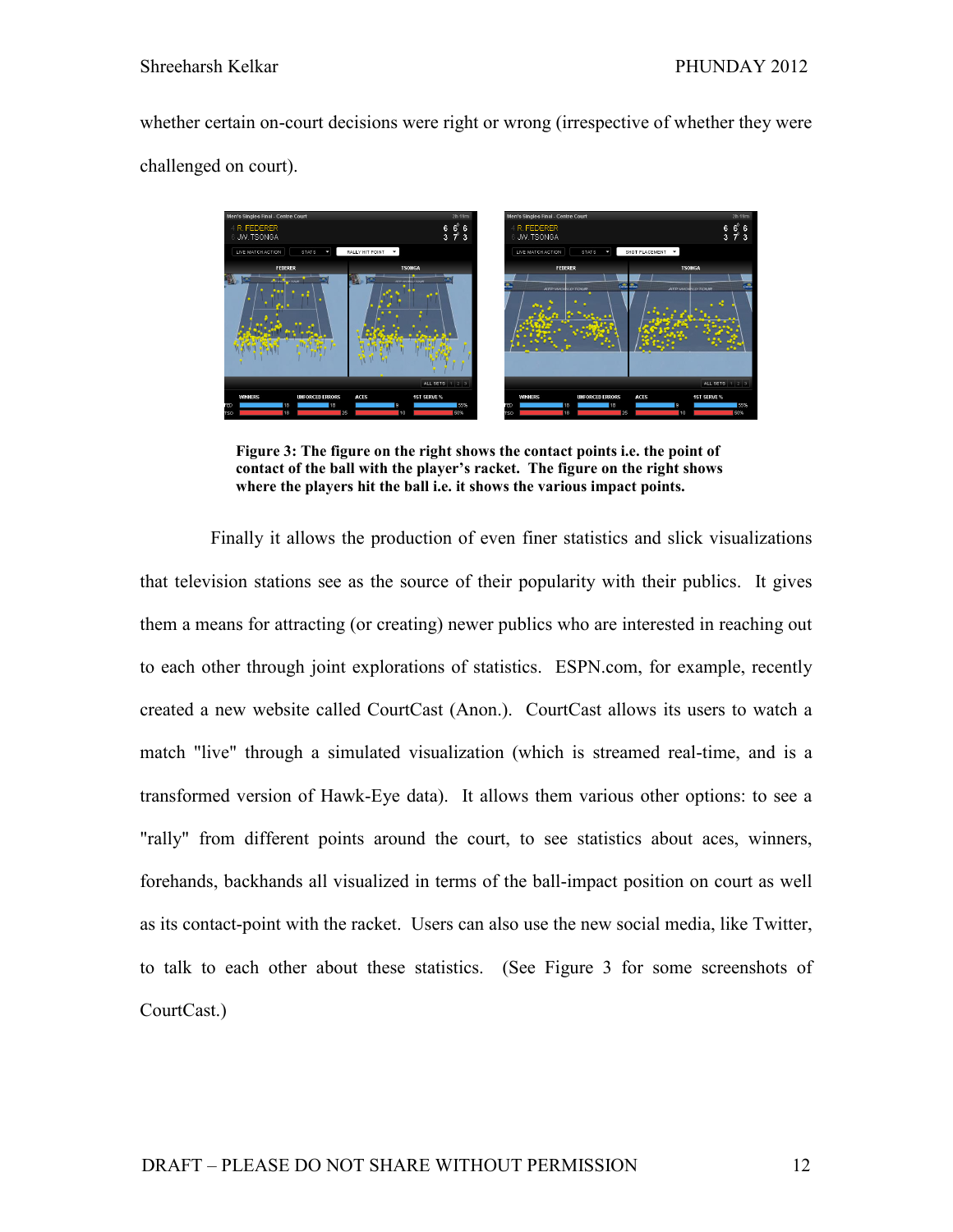whether certain on-court decisions were right or wrong (irrespective of whether they were challenged on court).

**Figure 3: The figure on the right shows the contact points i.e. the point of contact of the ball with the player's racket. The figure on the right shows where the players hit the ball i.e. it shows the various impact points.**

Finally it allows the production of even finer statistics and slick visualizations that television stations see as the source of their popularity with their publics. It gives them a means for attracting (or creating) newer publics who are interested in reaching out to each other through joint explorations of statistics. ESPN.com, for example, recently created a new website called CourtCast (Anon.). CourtCast allows its users to watch a match "live" through a simulated visualization (which is streamed real-time, and is a transformed version of Hawk-Eye data). It allows them various other options: to see a "rally" from different points around the court, to see statistics about aces, winners, forehands, backhands all visualized in terms of the ball-impact position on court as well as its contact-point with the racket. Users can also use the new social media, like Twitter, to talk to each other about these statistics. (See Figure 3 for some screenshots of CourtCast.)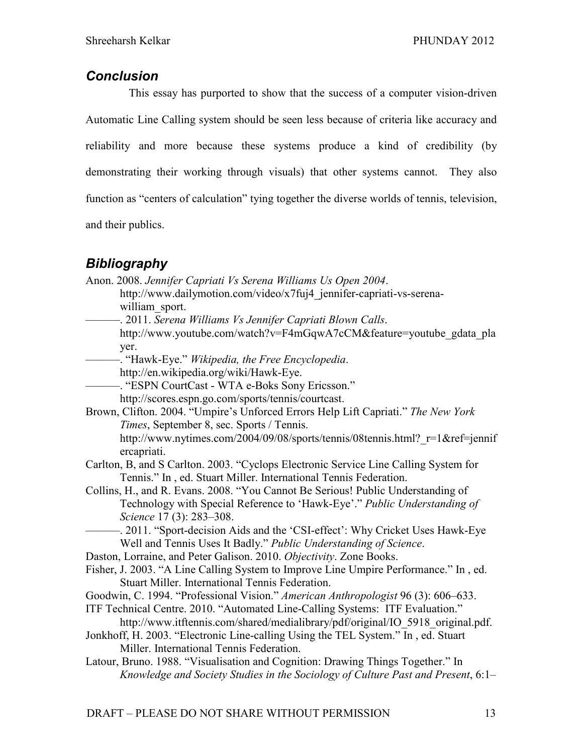## *Conclusion*

This essay has purported to show that the success of a computer vision-driven Automatic Line Calling system should be seen less because of criteria like accuracy and reliability and more because these systems produce a kind of credibility (by demonstrating their working through visuals) that other systems cannot. They also function as "centers of calculation" tying together the diverse worlds of tennis, television, and their publics.

## *Bibliography*

Anon. 2008. *Jennifer Capriati Vs Serena Williams Us Open 2004*. http://www.dailymotion.com/video/x7fuj4_jennifer-capriati-vs-serena-william_sport.

———. 2011. *Serena Williams Vs Jennifer Capriati Blown Calls*. http://www.youtube.com/watch?v=F4mGqwA7cCM&feature=youtube_gdata_player.

———. "Hawk-Eye." *Wikipedia, the Free Encyclopedia*. http://en.wikipedia.org/wiki/Hawk-Eye.

———. "ESPN CourtCast - WTA e-Boks Sony Ericsson." http://scores.espn.go.com/sports/tennis/courtcast.

Brown, Clifton. 2004. "Umpire's Unforced Errors Help Lift Capriati." *The New York Times*, September 8, sec. Sports / Tennis. http://www.nytimes.com/2004/09/08/sports/tennis/08tennis.html?_r=1&ref=jennifercapriati.

Carlton, B, and S Carlton. 2003. "Cyclops Electronic Service Line Calling System for Tennis." In , ed. Stuart Miller. International Tennis Federation.

Collins, H., and R. Evans. 2008. "You Cannot Be Serious! Public Understanding of Technology with Special Reference to 'Hawk-Eye'." *Public Understanding of Science* 17 (3): 283–308.

———. 2011. "Sport-decision Aids and the 'CSI-effect': Why Cricket Uses Hawk-Eye Well and Tennis Uses It Badly." *Public Understanding of Science*.

Daston, Lorraine, and Peter Galison. 2010. *Objectivity*. Zone Books.

Fisher, J. 2003. "A Line Calling System to Improve Line Umpire Performance." In , ed. Stuart Miller. International Tennis Federation.

Goodwin, C. 1994. "Professional Vision." *American Anthropologist* 96 (3): 606–633.

ITF Technical Centre. 2010. "Automated Line-Calling Systems: ITF Evaluation." http://www.itftennis.com/shared/medialibrary/pdf/original/IO_5918_original.pdf.

Jonkhoff, H. 2003. "Electronic Line-calling Using the TEL System." In , ed. Stuart Miller. International Tennis Federation.

Latour, Bruno. 1988. "Visualisation and Cognition: Drawing Things Together." In *Knowledge and Society Studies in the Sociology of Culture Past and Present*, 6:1–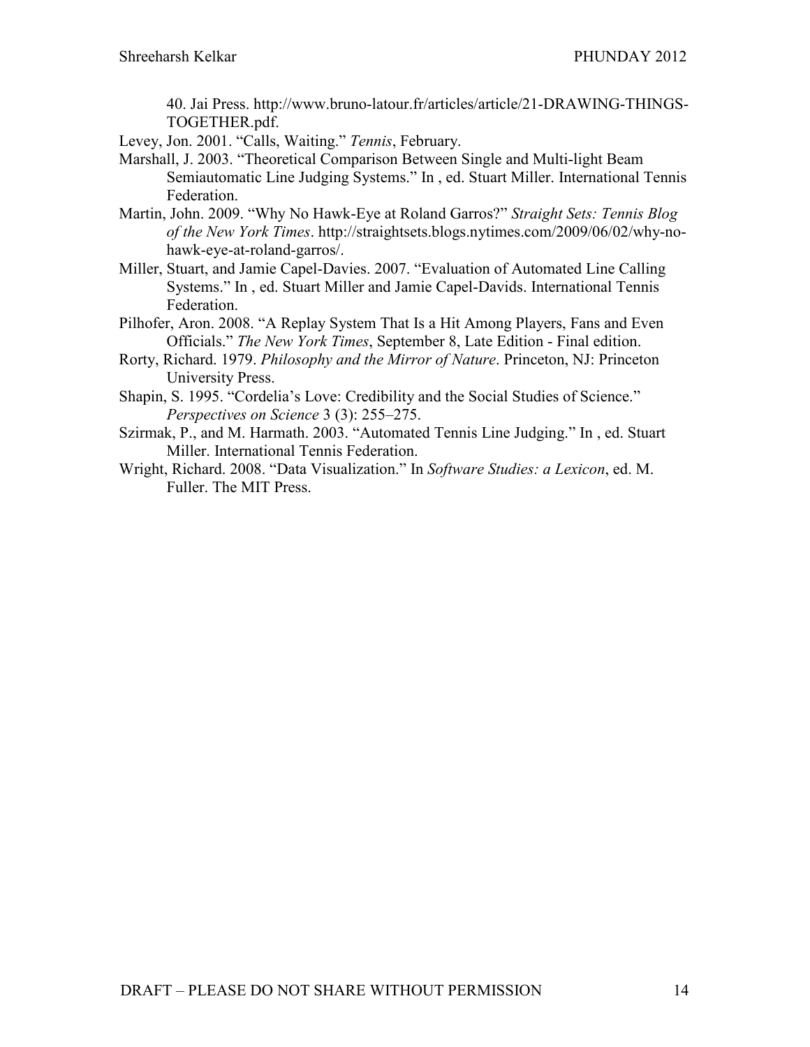40. Jai Press. http://www.bruno-latour.fr/articles/article/21-DRAWING-THINGS-TOGETHER.pdf.

Levey, Jon. 2001. "Calls, Waiting." *Tennis*, February.

Marshall, J. 2003. "Theoretical Comparison Between Single and Multi-light Beam Semiautomatic Line Judging Systems." In , ed. Stuart Miller. International Tennis Federation.

Martin, John. 2009. "Why No Hawk-Eye at Roland Garros?" *Straight Sets: Tennis Blog of the New York Times*. http://straightsets.blogs.nytimes.com/2009/06/02/why-no-hawk-eye-at-roland-garros/.

Miller, Stuart, and Jamie Capel-Davies. 2007. "Evaluation of Automated Line Calling Systems." In , ed. Stuart Miller and Jamie Capel-Davids. International Tennis Federation.

Pilhofer, Aron. 2008. "A Replay System That Is a Hit Among Players, Fans and Even Officials." *The New York Times*, September 8, Late Edition - Final edition.

Rorty, Richard. 1979. *Philosophy and the Mirror of Nature*. Princeton, NJ: Princeton University Press.

Shapin, S. 1995. "Cordelia's Love: Credibility and the Social Studies of Science." *Perspectives on Science* 3 (3): 255–275.

Szirmak, P., and M. Harmath. 2003. "Automated Tennis Line Judging." In , ed. Stuart Miller. International Tennis Federation.

Wright, Richard. 2008. "Data Visualization." In *Software Studies: a Lexicon*, ed. M. Fuller. The MIT Press.

DRAFT – PLEASE DO NOT SHARE WITHOUT PERMISSION